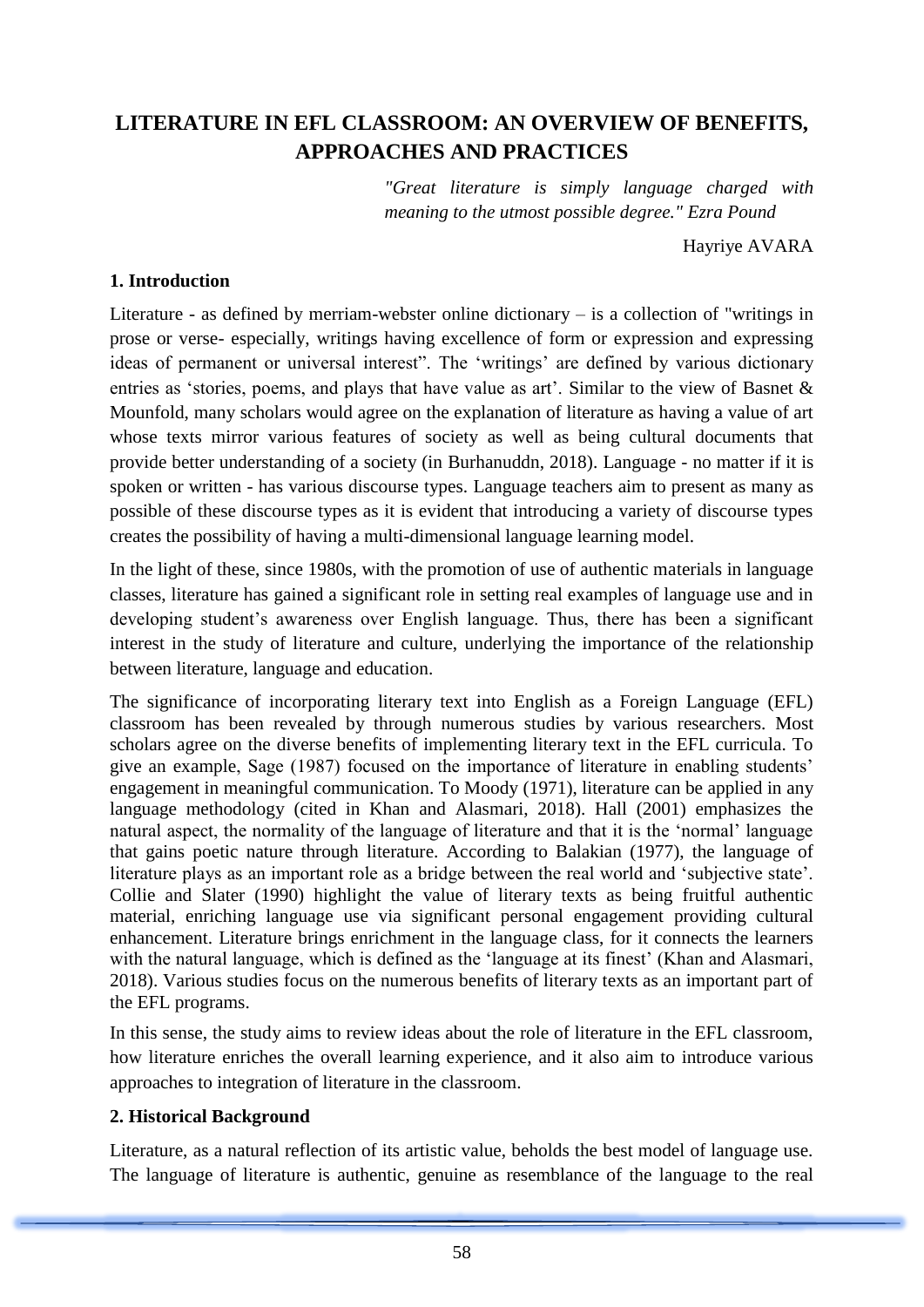# LITERATURE IN EFL CLASSROOM: AN OVERVIEW OF BENEFITS, APPROACHES AND PRACTICES

*"Great literature is simply language charged with meaning to the utmost possible degree." Ezra Pound*

Hayriye AVARA

## 1. Introduction

Literature - as defined by merriam-webster online dictionary – is a collection of "writings in prose or verse- especially, writings having excellence of form or expression and expressing ideas of permanent or universal interest". The 'writings' are defined by various dictionary entries as 'stories, poems, and plays that have value as art'. Similar to the view of Basnet & Mounfold, many scholars would agree on the explanation of literature as having a value of art whose texts mirror various features of society as well as being cultural documents that provide better understanding of a society (in Burhanuddn, 2018). Language - no matter if it is spoken or written - has various discourse types. Language teachers aim to present as many as possible of these discourse types as it is evident that introducing a variety of discourse types creates the possibility of having a multi-dimensional language learning model.

In the light of these, since 1980s, with the promotion of use of authentic materials in language classes, literature has gained a significant role in setting real examples of language use and in developing student's awareness over English language. Thus, there has been a significant interest in the study of literature and culture, underlying the importance of the relationship between literature, language and education.

The significance of incorporating literary text into English as a Foreign Language (EFL) classroom has been revealed by through numerous studies by various researchers. Most scholars agree on the diverse benefits of implementing literary text in the EFL curricula. To give an example, Sage (1987) focused on the importance of literature in enabling students' engagement in meaningful communication. To Moody (1971), literature can be applied in any language methodology (cited in Khan and Alasmari, 2018). Hall (2001) emphasizes the natural aspect, the normality of the language of literature and that it is the 'normal' language that gains poetic nature through literature. According to Balakian (1977), the language of literature plays as an important role as a bridge between the real world and 'subjective state'. Collie and Slater (1990) highlight the value of literary texts as being fruitful authentic material, enriching language use via significant personal engagement providing cultural enhancement. Literature brings enrichment in the language class, for it connects the learners with the natural language, which is defined as the 'language at its finest' (Khan and Alasmari, 2018). Various studies focus on the numerous benefits of literary texts as an important part of the EFL programs.

In this sense, the study aims to review ideas about the role of literature in the EFL classroom, how literature enriches the overall learning experience, and it also aim to introduce various approaches to integration of literature in the classroom.

## 2. Historical Background

Literature, as a natural reflection of its artistic value, beholds the best model of language use. The language of literature is authentic, genuine as resemblance of the language to the real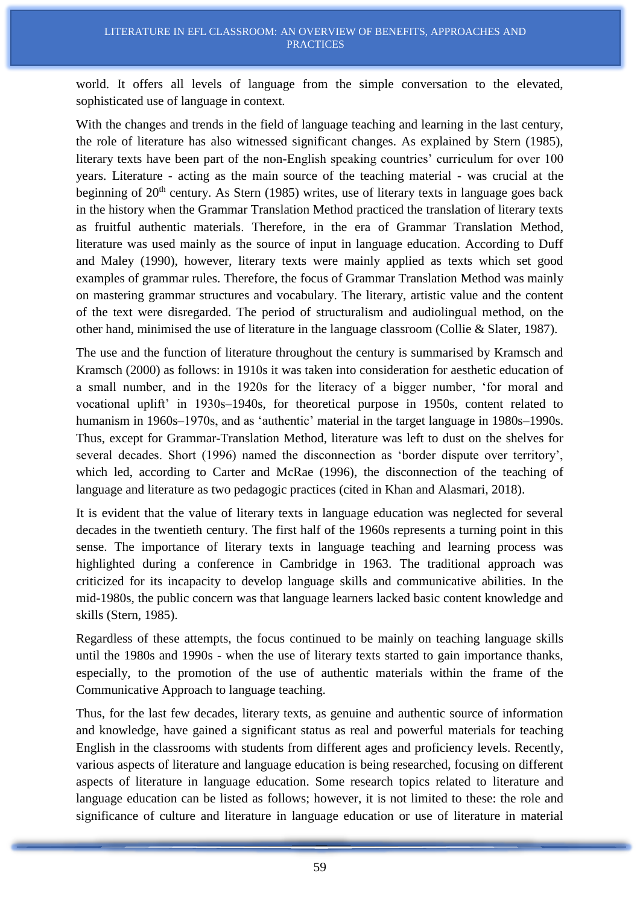world. It offers all levels of language from the simple conversation to the elevated, sophisticated use of language in context.

With the changes and trends in the field of language teaching and learning in the last century, the role of literature has also witnessed significant changes. As explained by Stern (1985), literary texts have been part of the non-English speaking countries' curriculum for over 100 years. Literature - acting as the main source of the teaching material - was crucial at the beginning of 20th century. As Stern (1985) writes, use of literary texts in language goes back in the history when the Grammar Translation Method practiced the translation of literary texts as fruitful authentic materials. Therefore, in the era of Grammar Translation Method, literature was used mainly as the source of input in language education. According to Duff and Maley (1990), however, literary texts were mainly applied as texts which set good examples of grammar rules. Therefore, the focus of Grammar Translation Method was mainly on mastering grammar structures and vocabulary. The literary, artistic value and the content of the text were disregarded. The period of structuralism and audiolingual method, on the other hand, minimised the use of literature in the language classroom (Collie & Slater, 1987).

The use and the function of literature throughout the century is summarised by Kramsch and Kramsch (2000) as follows: in 1910s it was taken into consideration for aesthetic education of a small number, and in the 1920s for the literacy of a bigger number, 'for moral and vocational uplift' in 1930s–1940s, for theoretical purpose in 1950s, content related to humanism in 1960s–1970s, and as 'authentic' material in the target language in 1980s–1990s. Thus, except for Grammar-Translation Method, literature was left to dust on the shelves for several decades. Short (1996) named the disconnection as 'border dispute over territory', which led, according to Carter and McRae (1996), the disconnection of the teaching of language and literature as two pedagogic practices (cited in Khan and Alasmari, 2018).

It is evident that the value of literary texts in language education was neglected for several decades in the twentieth century. The first half of the 1960s represents a turning point in this sense. The importance of literary texts in language teaching and learning process was highlighted during a conference in Cambridge in 1963. The traditional approach was criticized for its incapacity to develop language skills and communicative abilities. In the mid-1980s, the public concern was that language learners lacked basic content knowledge and skills (Stern, 1985).

Regardless of these attempts, the focus continued to be mainly on teaching language skills until the 1980s and 1990s - when the use of literary texts started to gain importance thanks, especially, to the promotion of the use of authentic materials within the frame of the Communicative Approach to language teaching.

Thus, for the last few decades, literary texts, as genuine and authentic source of information and knowledge, have gained a significant status as real and powerful materials for teaching English in the classrooms with students from different ages and proficiency levels. Recently, various aspects of literature and language education is being researched, focusing on different aspects of literature in language education. Some research topics related to literature and language education can be listed as follows; however, it is not limited to these: the role and significance of culture and literature in language education or use of literature in material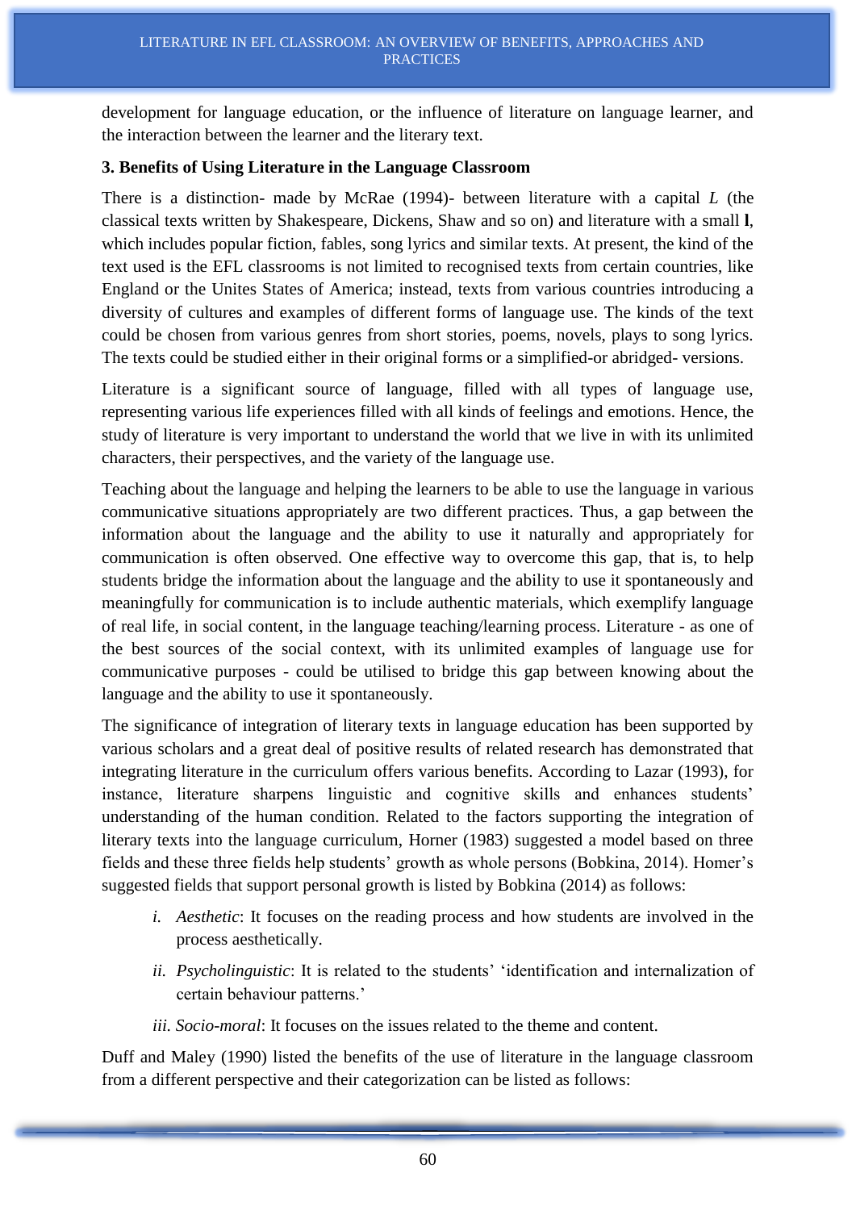development for language education, or the influence of literature on language learner, and the interaction between the learner and the literary text.

### 3. Benefits of Using Literature in the Language Classroom

There is a distinction- made by McRae (1994)- between literature with a capital *L* (the classical texts written by Shakespeare, Dickens, Shaw and so on) and literature with a small **l**, which includes popular fiction, fables, song lyrics and similar texts. At present, the kind of the text used is the EFL classrooms is not limited to recognised texts from certain countries, like England or the Unites States of America; instead, texts from various countries introducing a diversity of cultures and examples of different forms of language use. The kinds of the text could be chosen from various genres from short stories, poems, novels, plays to song lyrics. The texts could be studied either in their original forms or a simplified-or abridged- versions.

Literature is a significant source of language, filled with all types of language use, representing various life experiences filled with all kinds of feelings and emotions. Hence, the study of literature is very important to understand the world that we live in with its unlimited characters, their perspectives, and the variety of the language use.

Teaching about the language and helping the learners to be able to use the language in various communicative situations appropriately are two different practices. Thus, a gap between the information about the language and the ability to use it naturally and appropriately for communication is often observed. One effective way to overcome this gap, that is, to help students bridge the information about the language and the ability to use it spontaneously and meaningfully for communication is to include authentic materials, which exemplify language of real life, in social content, in the language teaching/learning process. Literature - as one of the best sources of the social context, with its unlimited examples of language use for communicative purposes - could be utilised to bridge this gap between knowing about the language and the ability to use it spontaneously.

The significance of integration of literary texts in language education has been supported by various scholars and a great deal of positive results of related research has demonstrated that integrating literature in the curriculum offers various benefits. According to Lazar (1993), for instance, literature sharpens linguistic and cognitive skills and enhances students' understanding of the human condition. Related to the factors supporting the integration of literary texts into the language curriculum, Horner (1983) suggested a model based on three fields and these three fields help students' growth as whole persons (Bobkina, 2014). Homer's suggested fields that support personal growth is listed by Bobkina (2014) as follows:

i. *Aesthetic*: It focuses on the reading process and how students are involved in the process aesthetically.

ii. *Psycholinguistic*: It is related to the students' 'identification and internalization of certain behaviour patterns.'

iii. *Socio-moral*: It focuses on the issues related to the theme and content.

Duff and Maley (1990) listed the benefits of the use of literature in the language classroom from a different perspective and their categorization can be listed as follows: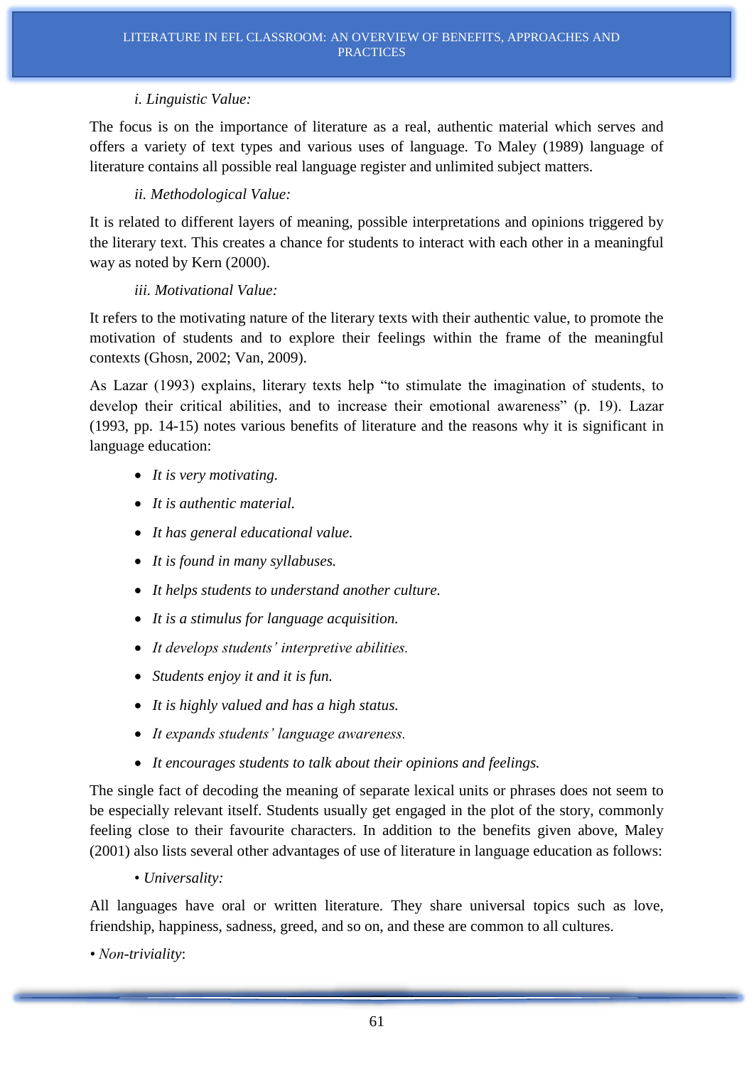*i. Linguistic Value:*

The focus is on the importance of literature as a real, authentic material which serves and offers a variety of text types and various uses of language. To Maley (1989) language of literature contains all possible real language register and unlimited subject matters.

*ii. Methodological Value:*

It is related to different layers of meaning, possible interpretations and opinions triggered by the literary text. This creates a chance for students to interact with each other in a meaningful way as noted by Kern (2000).

*iii. Motivational Value:*

It refers to the motivating nature of the literary texts with their authentic value, to promote the motivation of students and to explore their feelings within the frame of the meaningful contexts (Ghosn, 2002; Van, 2009).

As Lazar (1993) explains, literary texts help "to stimulate the imagination of students, to develop their critical abilities, and to increase their emotional awareness" (p. 19). Lazar (1993, pp. 14-15) notes various benefits of literature and the reasons why it is significant in language education:

- *It is very motivating.*
- *It is authentic material.*
- *It has general educational value.*
- *It is found in many syllabuses.*
- *It helps students to understand another culture.*
- *It is a stimulus for language acquisition.*
- *It develops students' interpretive abilities.*
- *Students enjoy it and it is fun.*
- *It is highly valued and has a high status.*
- *It expands students' language awareness.*
- *It encourages students to talk about their opinions and feelings.*

The single fact of decoding the meaning of separate lexical units or phrases does not seem to be especially relevant itself. Students usually get engaged in the plot of the story, commonly feeling close to their favourite characters. In addition to the benefits given above, Maley (2001) also lists several other advantages of use of literature in language education as follows:

• *Universality:*

All languages have oral or written literature. They share universal topics such as love, friendship, happiness, sadness, greed, and so on, and these are common to all cultures.

• *Non-triviality*: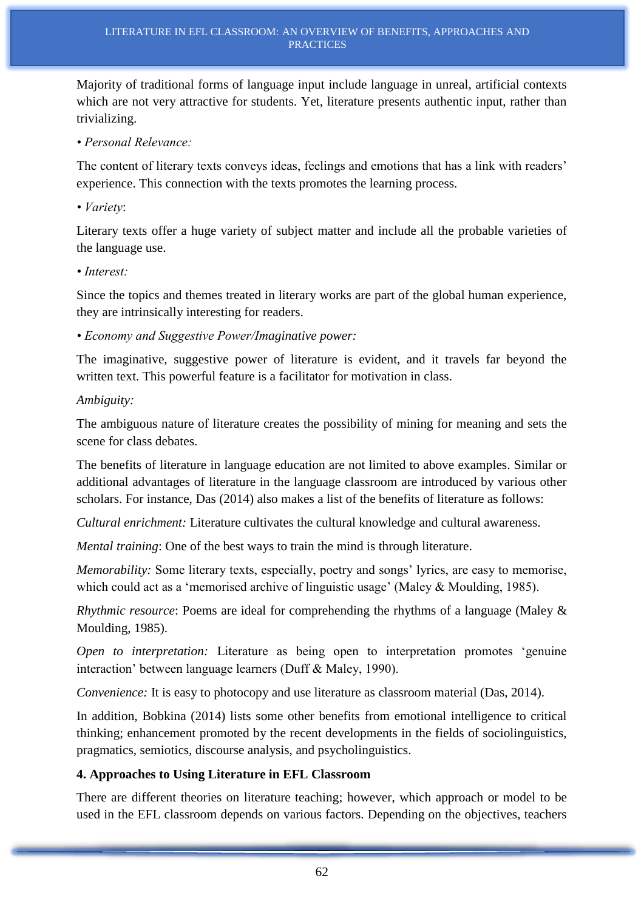Majority of traditional forms of language input include language in unreal, artificial contexts which are not very attractive for students. Yet, literature presents authentic input, rather than trivializing.

• *Personal Relevance:*

The content of literary texts conveys ideas, feelings and emotions that has a link with readers' experience. This connection with the texts promotes the learning process.

• *Variety*:

Literary texts offer a huge variety of subject matter and include all the probable varieties of the language use.

• *Interest:*

Since the topics and themes treated in literary works are part of the global human experience, they are intrinsically interesting for readers.

• *Economy and Suggestive Power/Imaginative power:*

The imaginative, suggestive power of literature is evident, and it travels far beyond the written text. This powerful feature is a facilitator for motivation in class.

*Ambiguity:*

The ambiguous nature of literature creates the possibility of mining for meaning and sets the scene for class debates.

The benefits of literature in language education are not limited to above examples. Similar or additional advantages of literature in the language classroom are introduced by various other scholars. For instance, Das (2014) also makes a list of the benefits of literature as follows:

*Cultural enrichment:* Literature cultivates the cultural knowledge and cultural awareness.

*Mental training*: One of the best ways to train the mind is through literature.

*Memorability:* Some literary texts, especially, poetry and songs' lyrics, are easy to memorise, which could act as a 'memorised archive of linguistic usage' (Maley & Moulding, 1985).

*Rhythmic resource*: Poems are ideal for comprehending the rhythms of a language (Maley & Moulding, 1985).

*Open to interpretation:* Literature as being open to interpretation promotes 'genuine interaction' between language learners (Duff & Maley, 1990).

*Convenience:* It is easy to photocopy and use literature as classroom material (Das, 2014).

In addition, Bobkina (2014) lists some other benefits from emotional intelligence to critical thinking; enhancement promoted by the recent developments in the fields of sociolinguistics, pragmatics, semiotics, discourse analysis, and psycholinguistics.

**4. Approaches to Using Literature in EFL Classroom**

There are different theories on literature teaching; however, which approach or model to be used in the EFL classroom depends on various factors. Depending on the objectives, teachers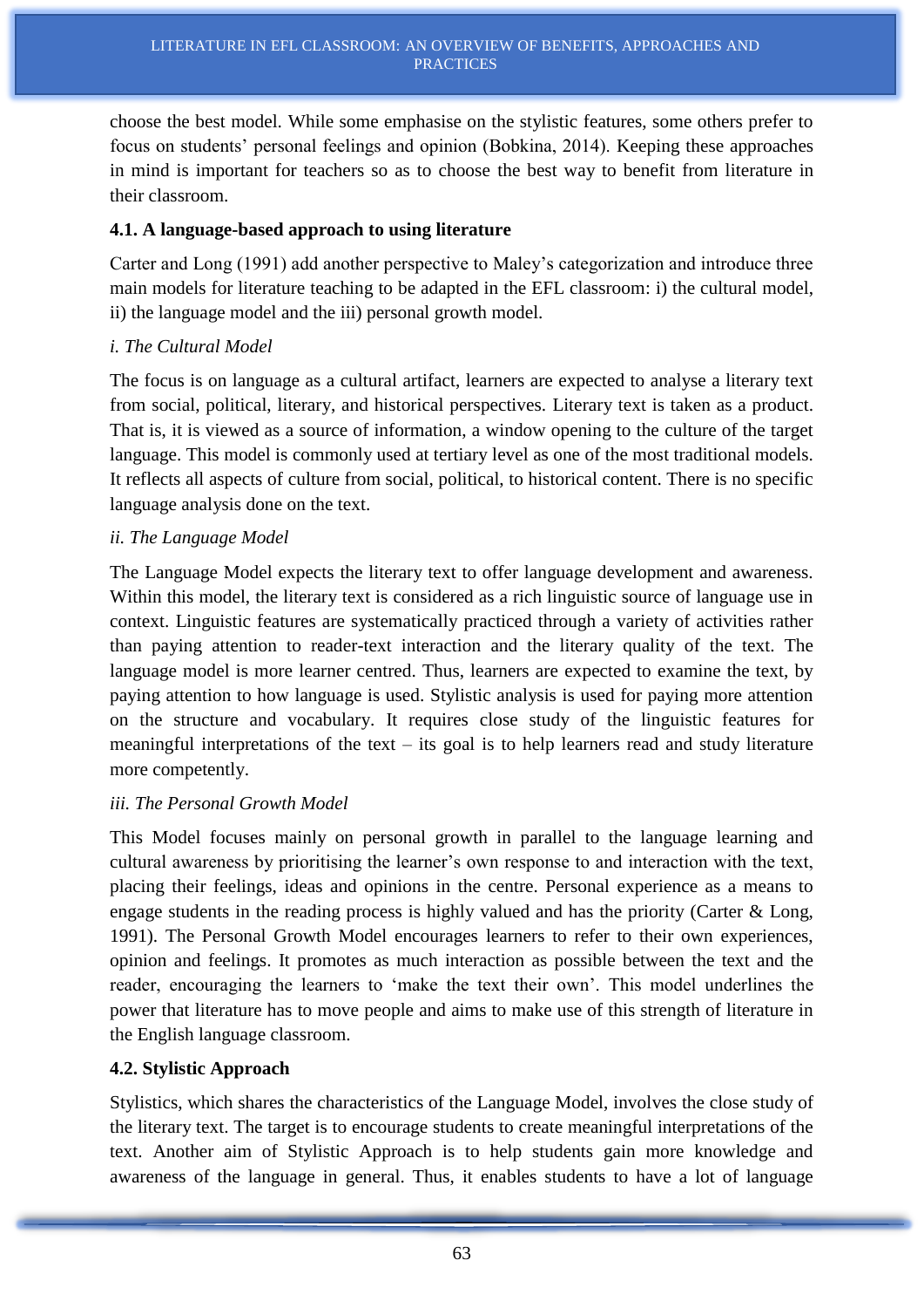choose the best model. While some emphasise on the stylistic features, some others prefer to focus on students' personal feelings and opinion (Bobkina, 2014). Keeping these approaches in mind is important for teachers so as to choose the best way to benefit from literature in their classroom.

### 4.1. A language-based approach to using literature

Carter and Long (1991) add another perspective to Maley's categorization and introduce three main models for literature teaching to be adapted in the EFL classroom: i) the cultural model, ii) the language model and the iii) personal growth model.

*i. The Cultural Model*

The focus is on language as a cultural artifact, learners are expected to analyse a literary text from social, political, literary, and historical perspectives. Literary text is taken as a product. That is, it is viewed as a source of information, a window opening to the culture of the target language. This model is commonly used at tertiary level as one of the most traditional models. It reflects all aspects of culture from social, political, to historical content. There is no specific language analysis done on the text.

*ii. The Language Model*

The Language Model expects the literary text to offer language development and awareness. Within this model, the literary text is considered as a rich linguistic source of language use in context. Linguistic features are systematically practiced through a variety of activities rather than paying attention to reader-text interaction and the literary quality of the text. The language model is more learner centred. Thus, learners are expected to examine the text, by paying attention to how language is used. Stylistic analysis is used for paying more attention on the structure and vocabulary. It requires close study of the linguistic features for meaningful interpretations of the text – its goal is to help learners read and study literature more competently.

*iii. The Personal Growth Model*

This Model focuses mainly on personal growth in parallel to the language learning and cultural awareness by prioritising the learner's own response to and interaction with the text, placing their feelings, ideas and opinions in the centre. Personal experience as a means to engage students in the reading process is highly valued and has the priority (Carter & Long, 1991). The Personal Growth Model encourages learners to refer to their own experiences, opinion and feelings. It promotes as much interaction as possible between the text and the reader, encouraging the learners to 'make the text their own'. This model underlines the power that literature has to move people and aims to make use of this strength of literature in the English language classroom.

### 4.2. Stylistic Approach

Stylistics, which shares the characteristics of the Language Model, involves the close study of the literary text. The target is to encourage students to create meaningful interpretations of the text. Another aim of Stylistic Approach is to help students gain more knowledge and awareness of the language in general. Thus, it enables students to have a lot of language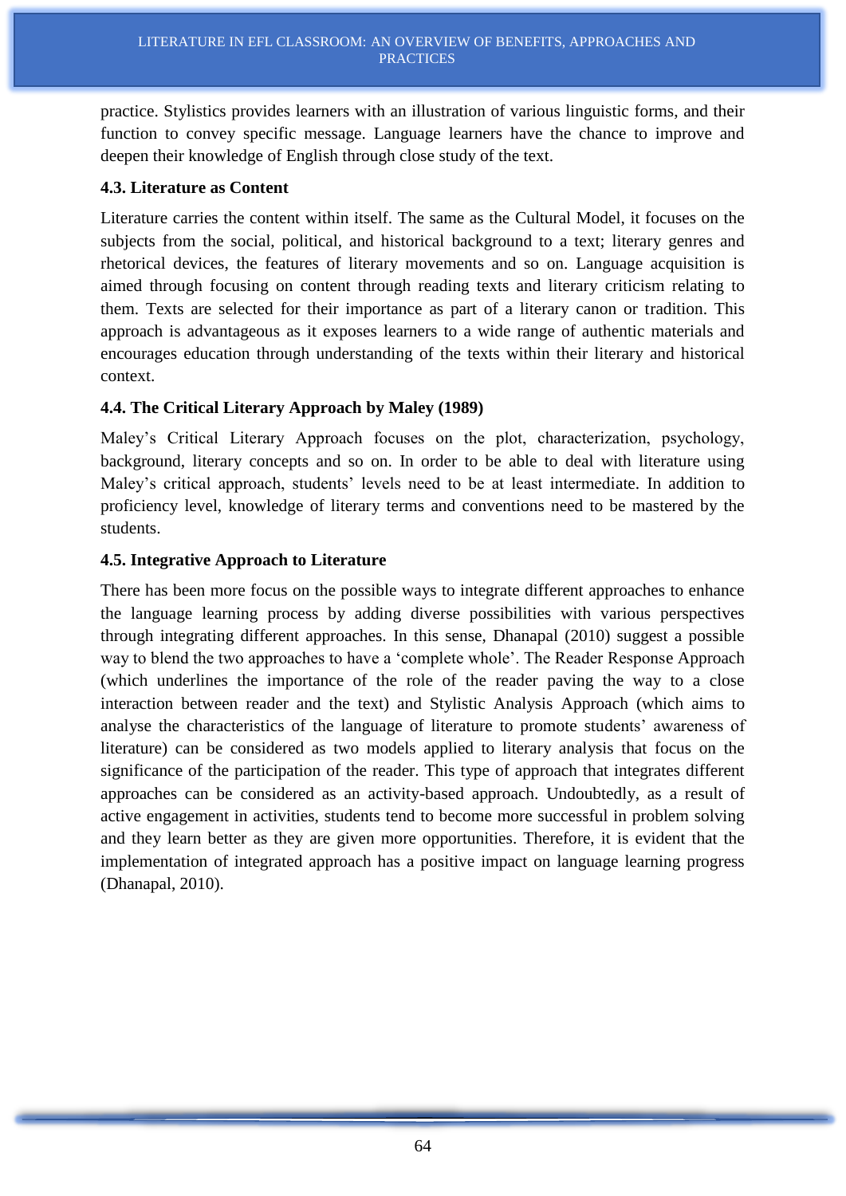practice. Stylistics provides learners with an illustration of various linguistic forms, and their function to convey specific message. Language learners have the chance to improve and deepen their knowledge of English through close study of the text.

### 4.3. Literature as Content

Literature carries the content within itself. The same as the Cultural Model, it focuses on the subjects from the social, political, and historical background to a text; literary genres and rhetorical devices, the features of literary movements and so on. Language acquisition is aimed through focusing on content through reading texts and literary criticism relating to them. Texts are selected for their importance as part of a literary canon or tradition. This approach is advantageous as it exposes learners to a wide range of authentic materials and encourages education through understanding of the texts within their literary and historical context.

### 4.4. The Critical Literary Approach by Maley (1989)

Maley's Critical Literary Approach focuses on the plot, characterization, psychology, background, literary concepts and so on. In order to be able to deal with literature using Maley's critical approach, students' levels need to be at least intermediate. In addition to proficiency level, knowledge of literary terms and conventions need to be mastered by the students.

### 4.5. Integrative Approach to Literature

There has been more focus on the possible ways to integrate different approaches to enhance the language learning process by adding diverse possibilities with various perspectives through integrating different approaches. In this sense, Dhanapal (2010) suggest a possible way to blend the two approaches to have a 'complete whole'. The Reader Response Approach (which underlines the importance of the role of the reader paving the way to a close interaction between reader and the text) and Stylistic Analysis Approach (which aims to analyse the characteristics of the language of literature to promote students' awareness of literature) can be considered as two models applied to literary analysis that focus on the significance of the participation of the reader. This type of approach that integrates different approaches can be considered as an activity-based approach. Undoubtedly, as a result of active engagement in activities, students tend to become more successful in problem solving and they learn better as they are given more opportunities. Therefore, it is evident that the implementation of integrated approach has a positive impact on language learning progress (Dhanapal, 2010).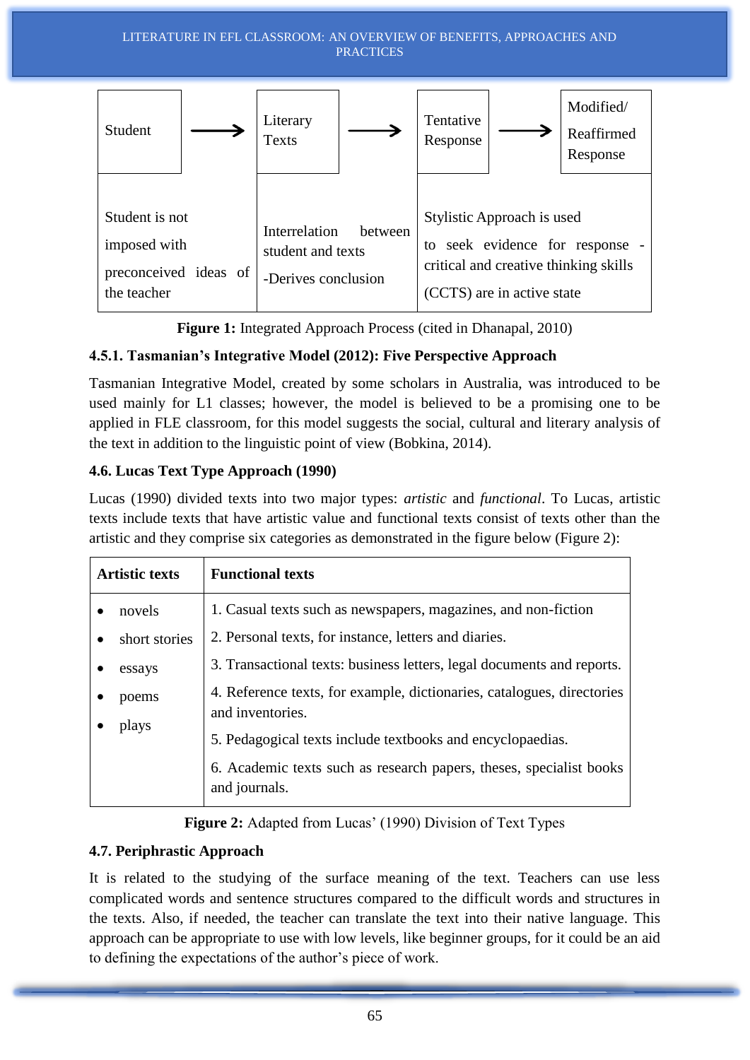| Student → | Literary Texts → | Tentative Response → | Modified/ Reaffirmed Response |
|---|---|---|---|
| Student is not imposed with preconceived ideas of the teacher | Interrelation between student and texts<br>-Derives conclusion | Stylistic Approach is used to seek evidence for response - critical and creative thinking skills (CCTS) are in active state | |

**Figure 1:** Integrated Approach Process (cited in Dhanapal, 2010)

### 4.5.1. Tasmanian's Integrative Model (2012): Five Perspective Approach

Tasmanian Integrative Model, created by some scholars in Australia, was introduced to be used mainly for L1 classes; however, the model is believed to be a promising one to be applied in FLE classroom, for this model suggests the social, cultural and literary analysis of the text in addition to the linguistic point of view (Bobkina, 2014).

### 4.6. Lucas Text Type Approach (1990)

Lucas (1990) divided texts into two major types: *artistic* and *functional*. To Lucas, artistic texts include texts that have artistic value and functional texts consist of texts other than the artistic and they comprise six categories as demonstrated in the figure below (Figure 2):

| Artistic texts | Functional texts |
|---|---|
| • novels<br>• short stories<br>• essays<br>• poems<br>• plays | 1. Casual texts such as newspapers, magazines, and non-fiction<br>2. Personal texts, for instance, letters and diaries.<br>3. Transactional texts: business letters, legal documents and reports.<br>4. Reference texts, for example, dictionaries, catalogues, directories and inventories.<br>5. Pedagogical texts include textbooks and encyclopaedias.<br>6. Academic texts such as research papers, theses, specialist books and journals. |

**Figure 2:** Adapted from Lucas' (1990) Division of Text Types

### 4.7. Periphrastic Approach

It is related to the studying of the surface meaning of the text. Teachers can use less complicated words and sentence structures compared to the difficult words and structures in the texts. Also, if needed, the teacher can translate the text into their native language. This approach can be appropriate to use with low levels, like beginner groups, for it could be an aid to defining the expectations of the author's piece of work.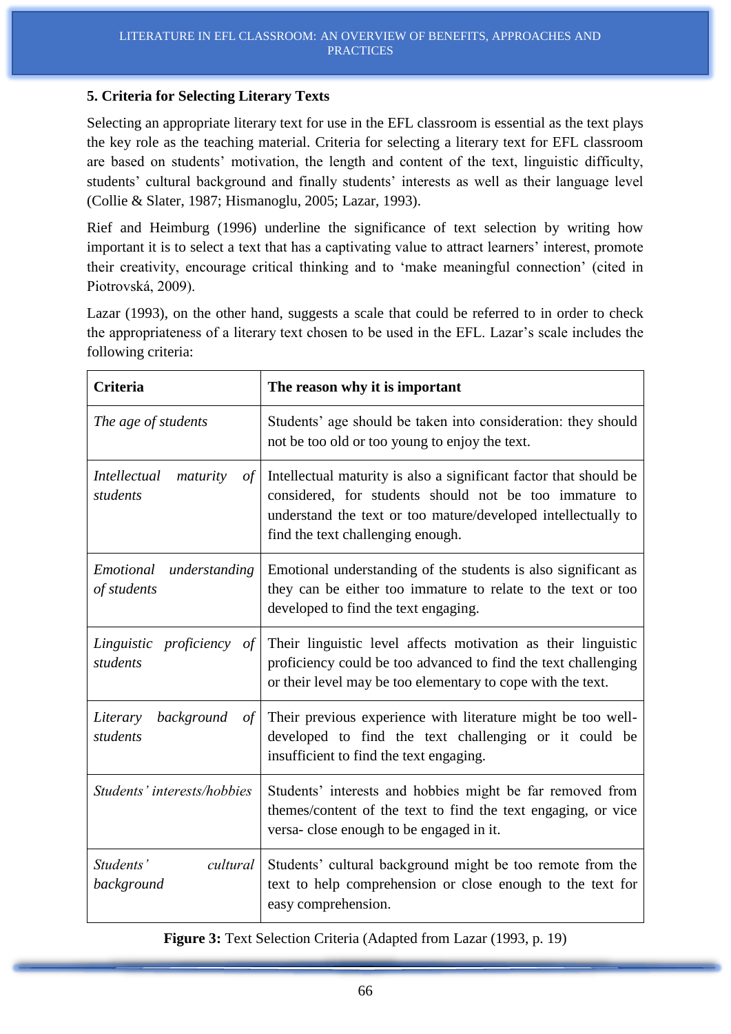### 5. Criteria for Selecting Literary Texts

Selecting an appropriate literary text for use in the EFL classroom is essential as the text plays the key role as the teaching material. Criteria for selecting a literary text for EFL classroom are based on students' motivation, the length and content of the text, linguistic difficulty, students' cultural background and finally students' interests as well as their language level (Collie & Slater, 1987; Hismanoglu, 2005; Lazar, 1993).

Rief and Heimburg (1996) underline the significance of text selection by writing how important it is to select a text that has a captivating value to attract learners' interest, promote their creativity, encourage critical thinking and to 'make meaningful connection' (cited in Piotrovská, 2009).

Lazar (1993), on the other hand, suggests a scale that could be referred to in order to check the appropriateness of a literary text chosen to be used in the EFL. Lazar's scale includes the following criteria:

| **Criteria** | **The reason why it is important** |
|---|---|
| *The age of students* | Students' age should be taken into consideration: they should not be too old or too young to enjoy the text. |
| *Intellectual maturity of students* | Intellectual maturity is also a significant factor that should be considered, for students should not be too immature to understand the text or too mature/developed intellectually to find the text challenging enough. |
| *Emotional understanding of students* | Emotional understanding of the students is also significant as they can be either too immature to relate to the text or too developed to find the text engaging. |
| *Linguistic proficiency of students* | Their linguistic level affects motivation as their linguistic proficiency could be too advanced to find the text challenging or their level may be too elementary to cope with the text. |
| *Literary background of students* | Their previous experience with literature might be too well-developed to find the text challenging or it could be insufficient to find the text engaging. |
| *Students' interests/hobbies* | Students' interests and hobbies might be far removed from themes/content of the text to find the text engaging, or vice versa- close enough to be engaged in it. |
| *Students' cultural background* | Students' cultural background might be too remote from the text to help comprehension or close enough to the text for easy comprehension. |

**Figure 3:** Text Selection Criteria (Adapted from Lazar (1993, p. 19)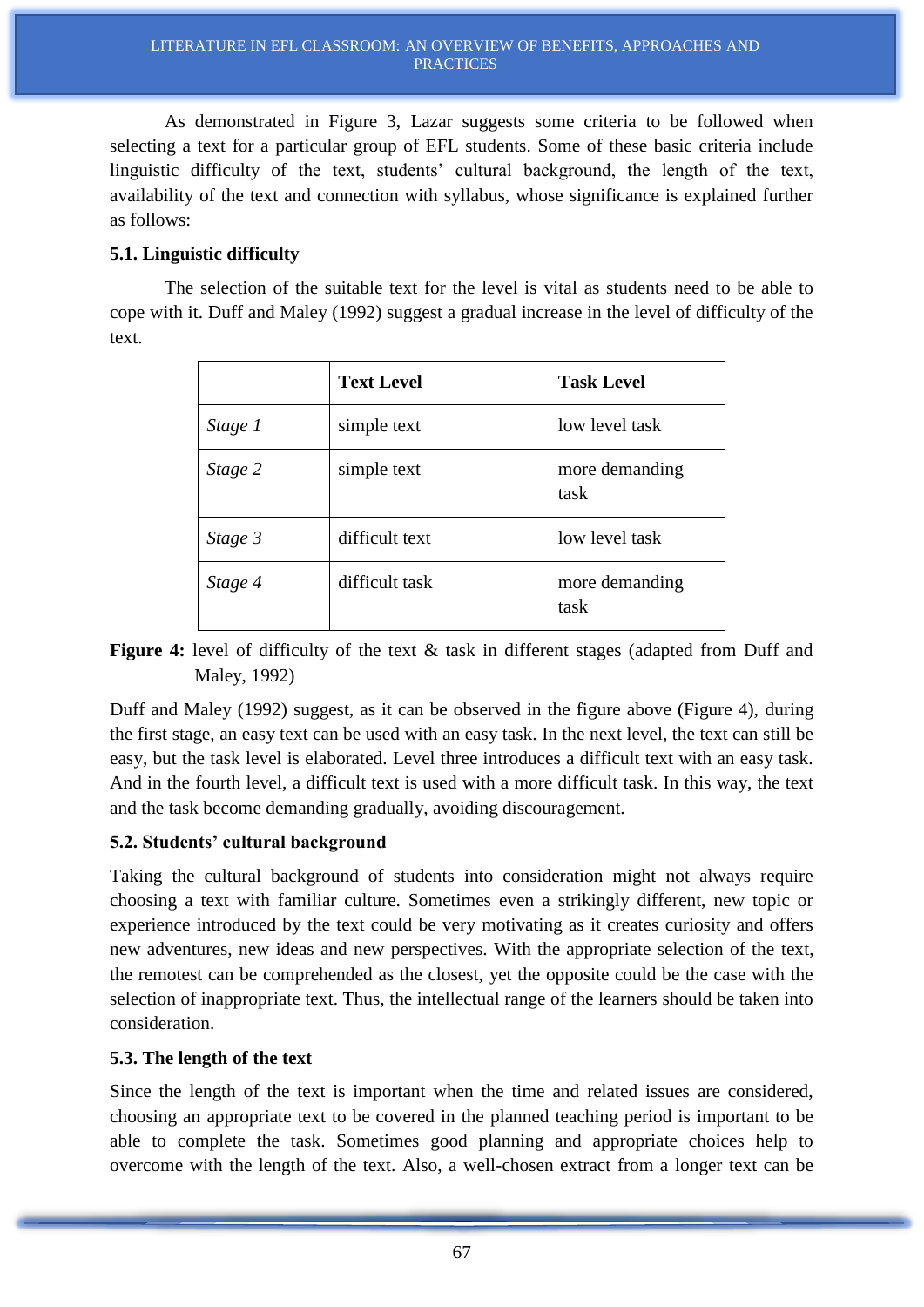As demonstrated in Figure 3, Lazar suggests some criteria to be followed when selecting a text for a particular group of EFL students. Some of these basic criteria include linguistic difficulty of the text, students' cultural background, the length of the text, availability of the text and connection with syllabus, whose significance is explained further as follows:

### 5.1. Linguistic difficulty

The selection of the suitable text for the level is vital as students need to be able to cope with it. Duff and Maley (1992) suggest a gradual increase in the level of difficulty of the text.

| | **Text Level** | **Task Level** |
|---|---|---|
| *Stage 1* | simple text | low level task |
| *Stage 2* | simple text | more demanding task |
| *Stage 3* | difficult text | low level task |
| *Stage 4* | difficult task | more demanding task |

**Figure 4:** level of difficulty of the text & task in different stages (adapted from Duff and Maley, 1992)

Duff and Maley (1992) suggest, as it can be observed in the figure above (Figure 4), during the first stage, an easy text can be used with an easy task. In the next level, the text can still be easy, but the task level is elaborated. Level three introduces a difficult text with an easy task. And in the fourth level, a difficult text is used with a more difficult task. In this way, the text and the task become demanding gradually, avoiding discouragement.

### 5.2. Students' cultural background

Taking the cultural background of students into consideration might not always require choosing a text with familiar culture. Sometimes even a strikingly different, new topic or experience introduced by the text could be very motivating as it creates curiosity and offers new adventures, new ideas and new perspectives. With the appropriate selection of the text, the remotest can be comprehended as the closest, yet the opposite could be the case with the selection of inappropriate text. Thus, the intellectual range of the learners should be taken into consideration.

### 5.3. The length of the text

Since the length of the text is important when the time and related issues are considered, choosing an appropriate text to be covered in the planned teaching period is important to be able to complete the task. Sometimes good planning and appropriate choices help to overcome with the length of the text. Also, a well-chosen extract from a longer text can be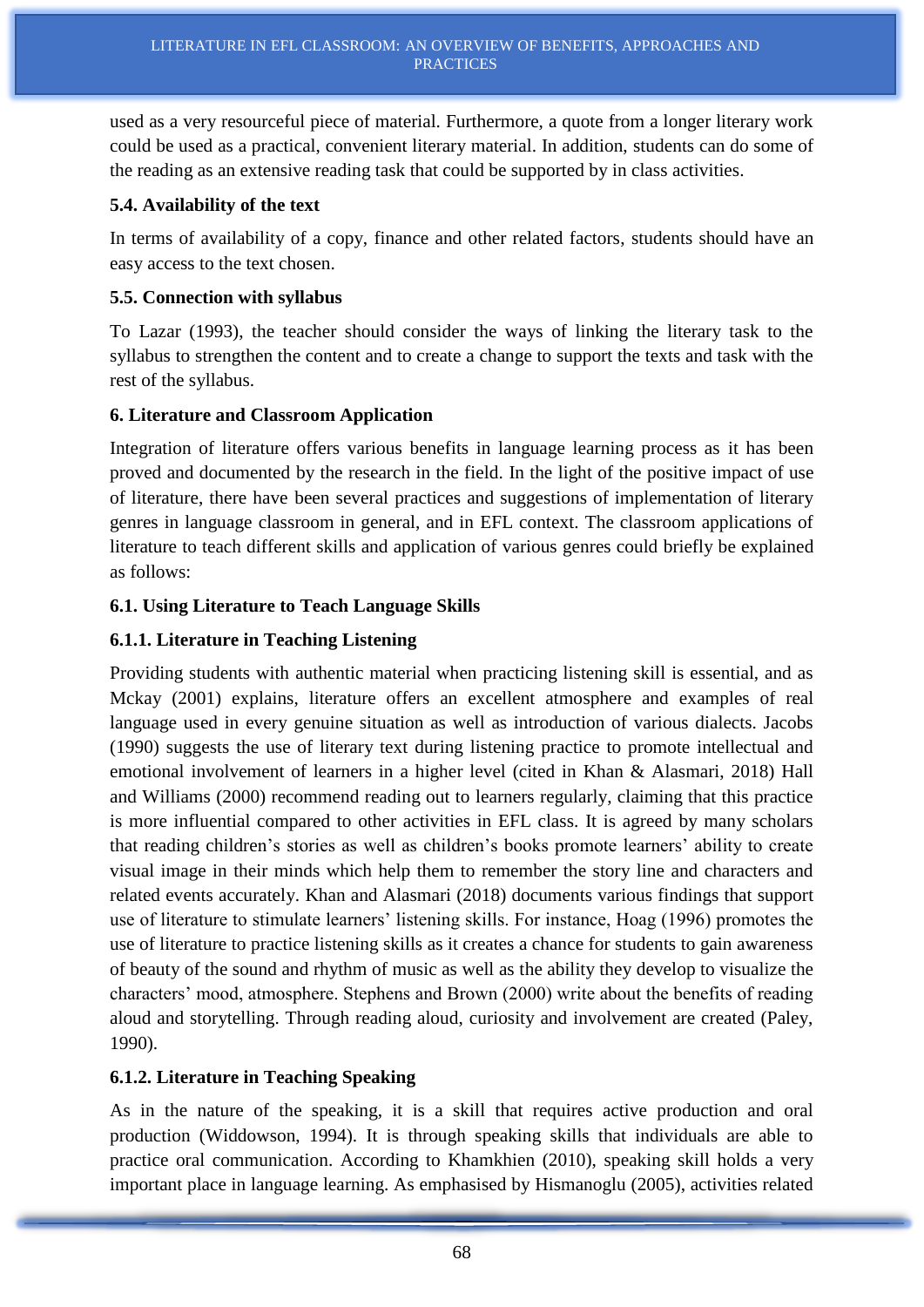used as a very resourceful piece of material. Furthermore, a quote from a longer literary work could be used as a practical, convenient literary material. In addition, students can do some of the reading as an extensive reading task that could be supported by in class activities.

### 5.4. Availability of the text

In terms of availability of a copy, finance and other related factors, students should have an easy access to the text chosen.

### 5.5. Connection with syllabus

To Lazar (1993), the teacher should consider the ways of linking the literary task to the syllabus to strengthen the content and to create a change to support the texts and task with the rest of the syllabus.

## 6. Literature and Classroom Application

Integration of literature offers various benefits in language learning process as it has been proved and documented by the research in the field. In the light of the positive impact of use of literature, there have been several practices and suggestions of implementation of literary genres in language classroom in general, and in EFL context. The classroom applications of literature to teach different skills and application of various genres could briefly be explained as follows:

### 6.1. Using Literature to Teach Language Skills

#### 6.1.1. Literature in Teaching Listening

Providing students with authentic material when practicing listening skill is essential, and as Mckay (2001) explains, literature offers an excellent atmosphere and examples of real language used in every genuine situation as well as introduction of various dialects. Jacobs (1990) suggests the use of literary text during listening practice to promote intellectual and emotional involvement of learners in a higher level (cited in Khan & Alasmari, 2018) Hall and Williams (2000) recommend reading out to learners regularly, claiming that this practice is more influential compared to other activities in EFL class. It is agreed by many scholars that reading children's stories as well as children's books promote learners' ability to create visual image in their minds which help them to remember the story line and characters and related events accurately. Khan and Alasmari (2018) documents various findings that support use of literature to stimulate learners' listening skills. For instance, Hoag (1996) promotes the use of literature to practice listening skills as it creates a chance for students to gain awareness of beauty of the sound and rhythm of music as well as the ability they develop to visualize the characters' mood, atmosphere. Stephens and Brown (2000) write about the benefits of reading aloud and storytelling. Through reading aloud, curiosity and involvement are created (Paley, 1990).

#### 6.1.2. Literature in Teaching Speaking

As in the nature of the speaking, it is a skill that requires active production and oral production (Widdowson, 1994). It is through speaking skills that individuals are able to practice oral communication. According to Khamkhien (2010), speaking skill holds a very important place in language learning. As emphasised by Hismanoglu (2005), activities related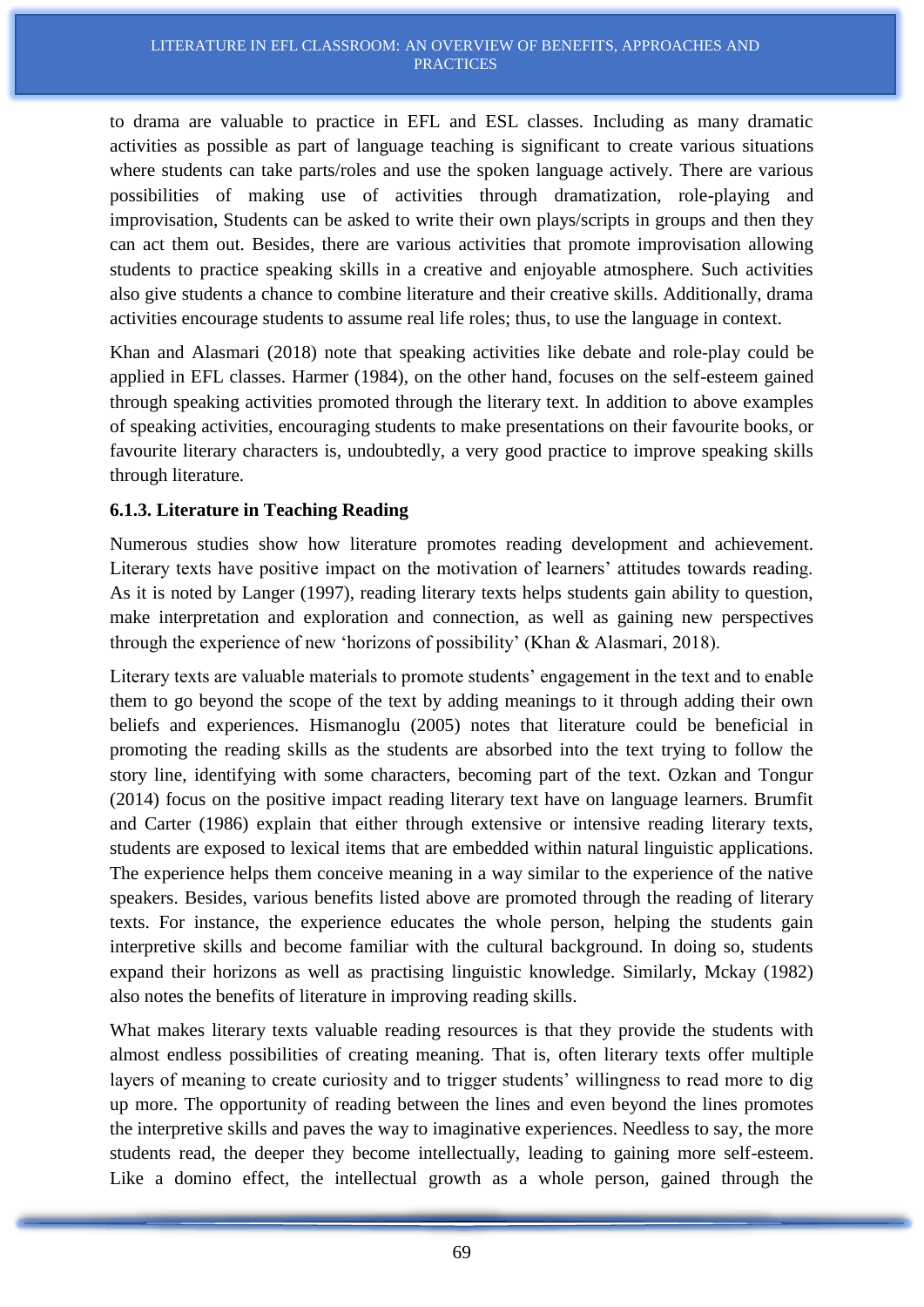to drama are valuable to practice in EFL and ESL classes. Including as many dramatic activities as possible as part of language teaching is significant to create various situations where students can take parts/roles and use the spoken language actively. There are various possibilities of making use of activities through dramatization, role-playing and improvisation, Students can be asked to write their own plays/scripts in groups and then they can act them out. Besides, there are various activities that promote improvisation allowing students to practice speaking skills in a creative and enjoyable atmosphere. Such activities also give students a chance to combine literature and their creative skills. Additionally, drama activities encourage students to assume real life roles; thus, to use the language in context.

Khan and Alasmari (2018) note that speaking activities like debate and role-play could be applied in EFL classes. Harmer (1984), on the other hand, focuses on the self-esteem gained through speaking activities promoted through the literary text. In addition to above examples of speaking activities, encouraging students to make presentations on their favourite books, or favourite literary characters is, undoubtedly, a very good practice to improve speaking skills through literature.

### 6.1.3. Literature in Teaching Reading

Numerous studies show how literature promotes reading development and achievement. Literary texts have positive impact on the motivation of learners' attitudes towards reading. As it is noted by Langer (1997), reading literary texts helps students gain ability to question, make interpretation and exploration and connection, as well as gaining new perspectives through the experience of new 'horizons of possibility' (Khan & Alasmari, 2018).

Literary texts are valuable materials to promote students' engagement in the text and to enable them to go beyond the scope of the text by adding meanings to it through adding their own beliefs and experiences. Hismanoglu (2005) notes that literature could be beneficial in promoting the reading skills as the students are absorbed into the text trying to follow the story line, identifying with some characters, becoming part of the text. Ozkan and Tongur (2014) focus on the positive impact reading literary text have on language learners. Brumfit and Carter (1986) explain that either through extensive or intensive reading literary texts, students are exposed to lexical items that are embedded within natural linguistic applications. The experience helps them conceive meaning in a way similar to the experience of the native speakers. Besides, various benefits listed above are promoted through the reading of literary texts. For instance, the experience educates the whole person, helping the students gain interpretive skills and become familiar with the cultural background. In doing so, students expand their horizons as well as practising linguistic knowledge. Similarly, Mckay (1982) also notes the benefits of literature in improving reading skills.

What makes literary texts valuable reading resources is that they provide the students with almost endless possibilities of creating meaning. That is, often literary texts offer multiple layers of meaning to create curiosity and to trigger students' willingness to read more to dig up more. The opportunity of reading between the lines and even beyond the lines promotes the interpretive skills and paves the way to imaginative experiences. Needless to say, the more students read, the deeper they become intellectually, leading to gaining more self-esteem. Like a domino effect, the intellectual growth as a whole person, gained through the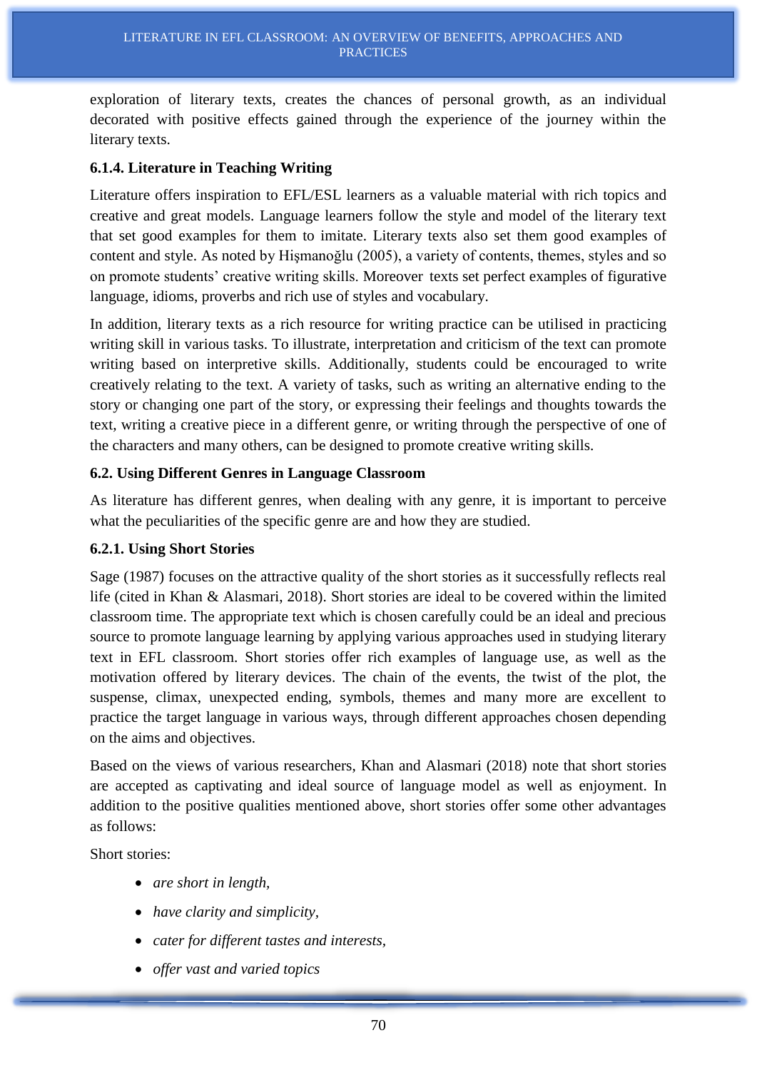exploration of literary texts, creates the chances of personal growth, as an individual decorated with positive effects gained through the experience of the journey within the literary texts.

#### 6.1.4. Literature in Teaching Writing

Literature offers inspiration to EFL/ESL learners as a valuable material with rich topics and creative and great models. Language learners follow the style and model of the literary text that set good examples for them to imitate. Literary texts also set them good examples of content and style. As noted by Hişmanoğlu (2005), a variety of contents, themes, styles and so on promote students' creative writing skills. Moreover texts set perfect examples of figurative language, idioms, proverbs and rich use of styles and vocabulary.

In addition, literary texts as a rich resource for writing practice can be utilised in practicing writing skill in various tasks. To illustrate, interpretation and criticism of the text can promote writing based on interpretive skills. Additionally, students could be encouraged to write creatively relating to the text. A variety of tasks, such as writing an alternative ending to the story or changing one part of the story, or expressing their feelings and thoughts towards the text, writing a creative piece in a different genre, or writing through the perspective of one of the characters and many others, can be designed to promote creative writing skills.

### 6.2. Using Different Genres in Language Classroom

As literature has different genres, when dealing with any genre, it is important to perceive what the peculiarities of the specific genre are and how they are studied.

#### 6.2.1. Using Short Stories

Sage (1987) focuses on the attractive quality of the short stories as it successfully reflects real life (cited in Khan & Alasmari, 2018). Short stories are ideal to be covered within the limited classroom time. The appropriate text which is chosen carefully could be an ideal and precious source to promote language learning by applying various approaches used in studying literary text in EFL classroom. Short stories offer rich examples of language use, as well as the motivation offered by literary devices. The chain of the events, the twist of the plot, the suspense, climax, unexpected ending, symbols, themes and many more are excellent to practice the target language in various ways, through different approaches chosen depending on the aims and objectives.

Based on the views of various researchers, Khan and Alasmari (2018) note that short stories are accepted as captivating and ideal source of language model as well as enjoyment. In addition to the positive qualities mentioned above, short stories offer some other advantages as follows:

Short stories:

- *are short in length,*
- *have clarity and simplicity,*
- *cater for different tastes and interests,*
- *offer vast and varied topics*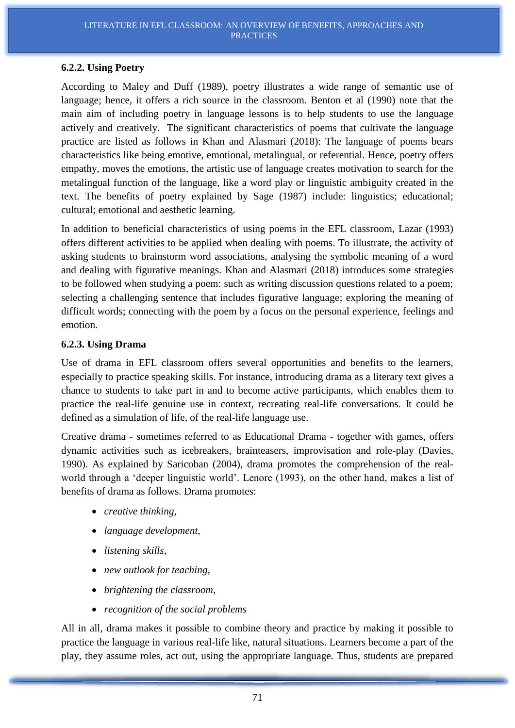#### 6.2.2. Using Poetry

According to Maley and Duff (1989), poetry illustrates a wide range of semantic use of language; hence, it offers a rich source in the classroom. Benton et al (1990) note that the main aim of including poetry in language lessons is to help students to use the language actively and creatively. The significant characteristics of poems that cultivate the language practice are listed as follows in Khan and Alasmari (2018): The language of poems bears characteristics like being emotive, emotional, metalingual, or referential. Hence, poetry offers empathy, moves the emotions, the artistic use of language creates motivation to search for the metalingual function of the language, like a word play or linguistic ambiguity created in the text. The benefits of poetry explained by Sage (1987) include: linguistics; educational; cultural; emotional and aesthetic learning.

In addition to beneficial characteristics of using poems in the EFL classroom, Lazar (1993) offers different activities to be applied when dealing with poems. To illustrate, the activity of asking students to brainstorm word associations, analysing the symbolic meaning of a word and dealing with figurative meanings. Khan and Alasmari (2018) introduces some strategies to be followed when studying a poem: such as writing discussion questions related to a poem; selecting a challenging sentence that includes figurative language; exploring the meaning of difficult words; connecting with the poem by a focus on the personal experience, feelings and emotion.

#### 6.2.3. Using Drama

Use of drama in EFL classroom offers several opportunities and benefits to the learners, especially to practice speaking skills. For instance, introducing drama as a literary text gives a chance to students to take part in and to become active participants, which enables them to practice the real-life genuine use in context, recreating real-life conversations. It could be defined as a simulation of life, of the real-life language use.

Creative drama - sometimes referred to as Educational Drama - together with games, offers dynamic activities such as icebreakers, brainteasers, improvisation and role-play (Davies, 1990). As explained by Saricoban (2004), drama promotes the comprehension of the real-world through a 'deeper linguistic world'. Lenore (1993), on the other hand, makes a list of benefits of drama as follows. Drama promotes:

- *creative thinking,*
- *language development,*
- *listening skills,*
- *new outlook for teaching,*
- *brightening the classroom,*
- *recognition of the social problems*

All in all, drama makes it possible to combine theory and practice by making it possible to practice the language in various real-life like, natural situations. Learners become a part of the play, they assume roles, act out, using the appropriate language. Thus, students are prepared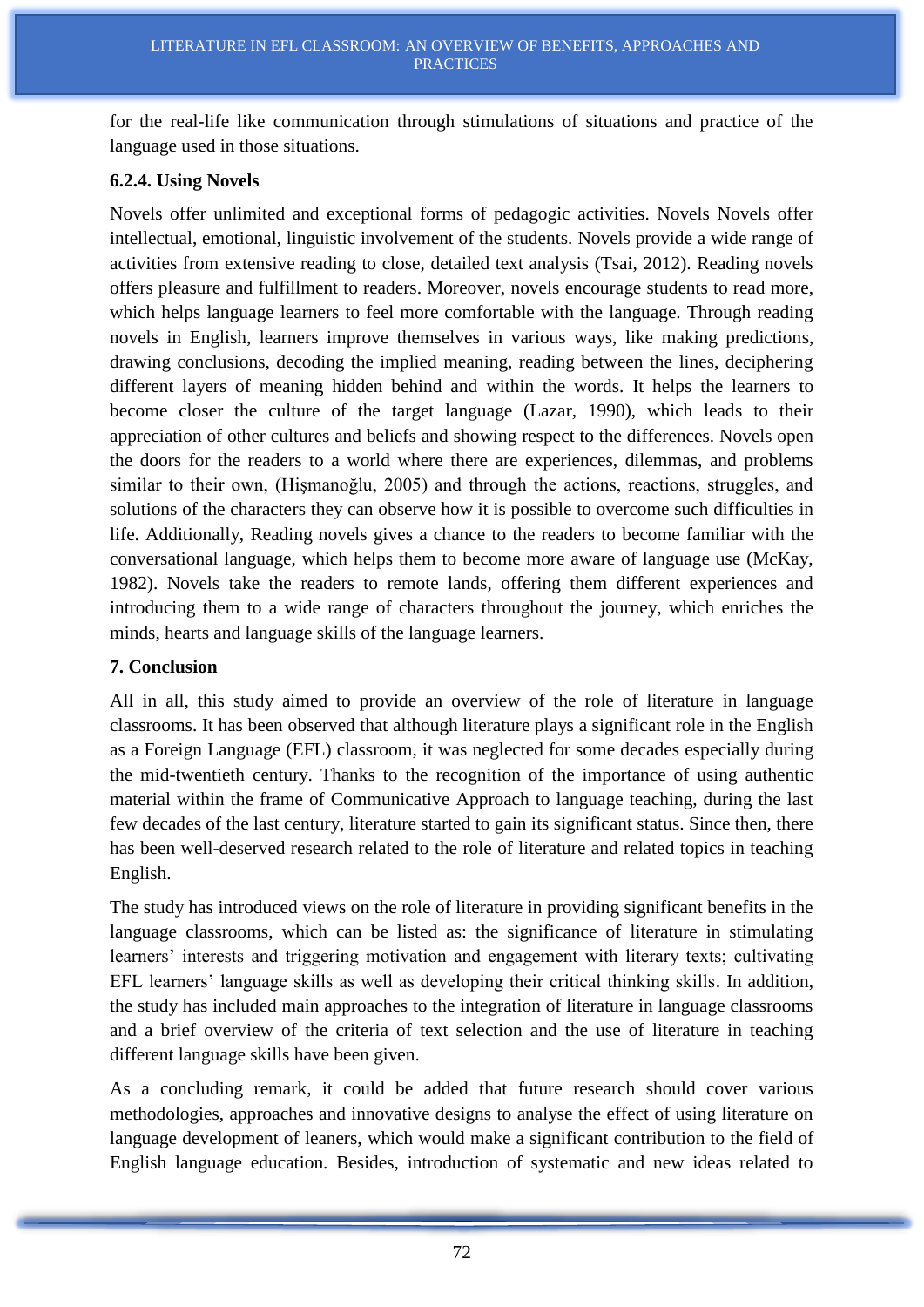for the real-life like communication through stimulations of situations and practice of the language used in those situations.

**6.2.4. Using Novels**

Novels offer unlimited and exceptional forms of pedagogic activities. Novels Novels offer intellectual, emotional, linguistic involvement of the students. Novels provide a wide range of activities from extensive reading to close, detailed text analysis (Tsai, 2012). Reading novels offers pleasure and fulfillment to readers. Moreover, novels encourage students to read more, which helps language learners to feel more comfortable with the language. Through reading novels in English, learners improve themselves in various ways, like making predictions, drawing conclusions, decoding the implied meaning, reading between the lines, deciphering different layers of meaning hidden behind and within the words. It helps the learners to become closer the culture of the target language (Lazar, 1990), which leads to their appreciation of other cultures and beliefs and showing respect to the differences. Novels open the doors for the readers to a world where there are experiences, dilemmas, and problems similar to their own, (Hişmanoğlu, 2005) and through the actions, reactions, struggles, and solutions of the characters they can observe how it is possible to overcome such difficulties in life. Additionally, Reading novels gives a chance to the readers to become familiar with the conversational language, which helps them to become more aware of language use (McKay, 1982). Novels take the readers to remote lands, offering them different experiences and introducing them to a wide range of characters throughout the journey, which enriches the minds, hearts and language skills of the language learners.

**7. Conclusion**

All in all, this study aimed to provide an overview of the role of literature in language classrooms. It has been observed that although literature plays a significant role in the English as a Foreign Language (EFL) classroom, it was neglected for some decades especially during the mid-twentieth century. Thanks to the recognition of the importance of using authentic material within the frame of Communicative Approach to language teaching, during the last few decades of the last century, literature started to gain its significant status. Since then, there has been well-deserved research related to the role of literature and related topics in teaching English.

The study has introduced views on the role of literature in providing significant benefits in the language classrooms, which can be listed as: the significance of literature in stimulating learners' interests and triggering motivation and engagement with literary texts; cultivating EFL learners' language skills as well as developing their critical thinking skills. In addition, the study has included main approaches to the integration of literature in language classrooms and a brief overview of the criteria of text selection and the use of literature in teaching different language skills have been given.

As a concluding remark, it could be added that future research should cover various methodologies, approaches and innovative designs to analyse the effect of using literature on language development of leaners, which would make a significant contribution to the field of English language education. Besides, introduction of systematic and new ideas related to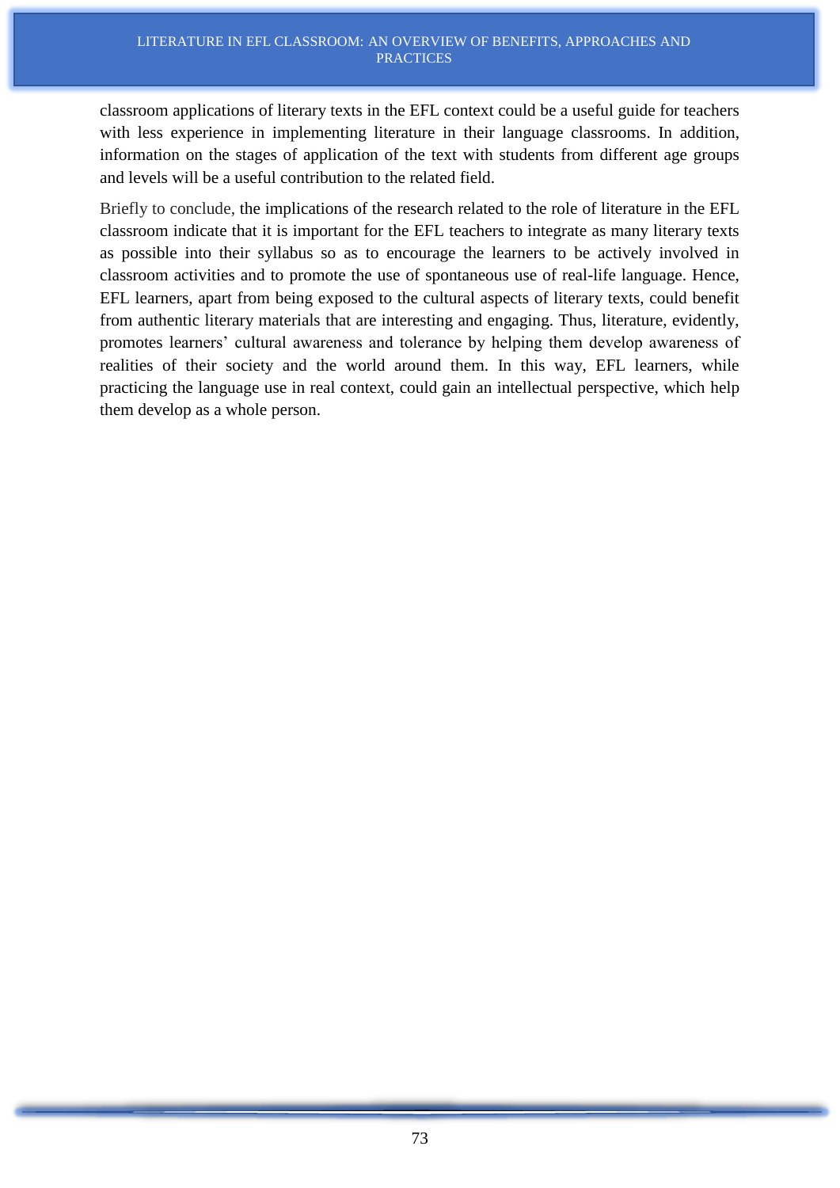classroom applications of literary texts in the EFL context could be a useful guide for teachers with less experience in implementing literature in their language classrooms. In addition, information on the stages of application of the text with students from different age groups and levels will be a useful contribution to the related field.

Briefly to conclude, the implications of the research related to the role of literature in the EFL classroom indicate that it is important for the EFL teachers to integrate as many literary texts as possible into their syllabus so as to encourage the learners to be actively involved in classroom activities and to promote the use of spontaneous use of real-life language. Hence, EFL learners, apart from being exposed to the cultural aspects of literary texts, could benefit from authentic literary materials that are interesting and engaging. Thus, literature, evidently, promotes learners' cultural awareness and tolerance by helping them develop awareness of realities of their society and the world around them. In this way, EFL learners, while practicing the language use in real context, could gain an intellectual perspective, which help them develop as a whole person.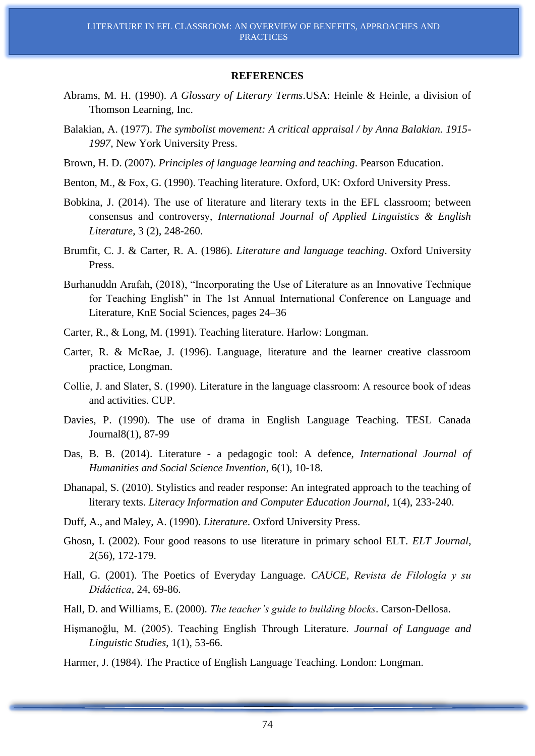## REFERENCES

Abrams, M. H. (1990). *A Glossary of Literary Terms*.USA: Heinle & Heinle, a division of Thomson Learning, Inc.

Balakian, A. (1977). *The symbolist movement: A critical appraisal / by Anna Balakian. 1915-1997*, New York University Press.

Brown, H. D. (2007). *Principles of language learning and teaching*. Pearson Education.

Benton, M., & Fox, G. (1990). Teaching literature. Oxford, UK: Oxford University Press.

Bobkina, J. (2014). The use of literature and literary texts in the EFL classroom; between consensus and controversy, *International Journal of Applied Linguistics & English Literature*, 3 (2), 248-260.

Brumfit, C. J. & Carter, R. A. (1986). *Literature and language teaching*. Oxford University Press.

Burhanuddn Arafah, (2018), "Incorporating the Use of Literature as an Innovative Technique for Teaching English" in The 1st Annual International Conference on Language and Literature, KnE Social Sciences, pages 24–36

Carter, R., & Long, M. (1991). Teaching literature. Harlow: Longman.

Carter, R. & McRae, J. (1996). Language, literature and the learner creative classroom practice, Longman.

Collie, J. and Slater, S. (1990). Literature in the language classroom: A resource book of ıdeas and activities. CUP.

Davies, P. (1990). The use of drama in English Language Teaching. TESL Canada Journal8(1), 87-99

Das, B. B. (2014). Literature - a pedagogic tool: A defence, *International Journal of Humanities and Social Science Invention*, 6(1), 10-18.

Dhanapal, S. (2010). Stylistics and reader response: An integrated approach to the teaching of literary texts. *Literacy Information and Computer Education Journal*, 1(4), 233-240.

Duff, A., and Maley, A. (1990). *Literature*. Oxford University Press.

Ghosn, I. (2002). Four good reasons to use literature in primary school ELT. *ELT Journal*, 2(56), 172-179.

Hall, G. (2001). The Poetics of Everyday Language. *CAUCE, Revista de Filología y su Didáctica*, 24, 69-86.

Hall, D. and Williams, E. (2000). *The teacher's guide to building blocks*. Carson-Dellosa.

Hişmanoğlu, M. (2005). Teaching English Through Literature. *Journal of Language and Linguistic Studies*, 1(1), 53-66.

Harmer, J. (1984). The Practice of English Language Teaching. London: Longman.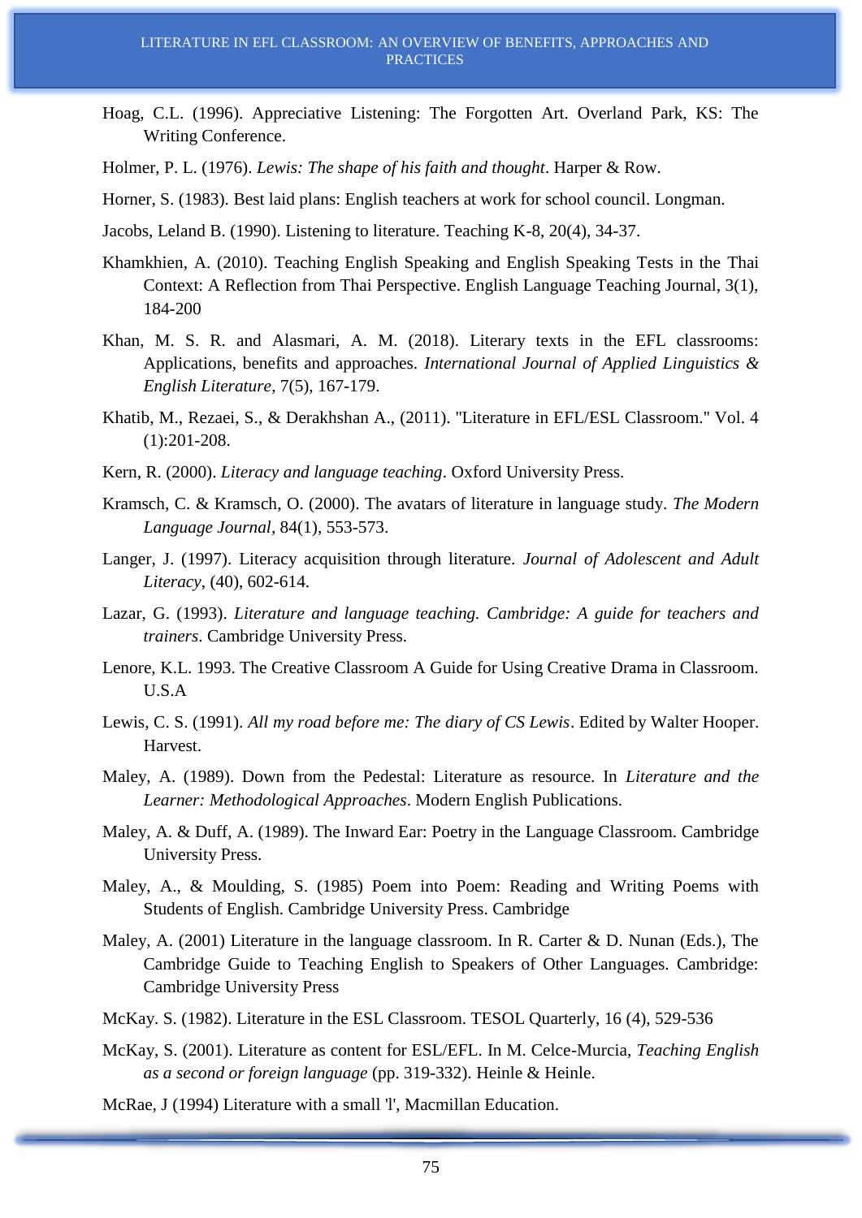Hoag, C.L. (1996). Appreciative Listening: The Forgotten Art. Overland Park, KS: The Writing Conference.

Holmer, P. L. (1976). *Lewis: The shape of his faith and thought*. Harper & Row.

Horner, S. (1983). Best laid plans: English teachers at work for school council. Longman.

Jacobs, Leland B. (1990). Listening to literature. Teaching K-8, 20(4), 34-37.

Khamkhien, A. (2010). Teaching English Speaking and English Speaking Tests in the Thai Context: A Reflection from Thai Perspective. English Language Teaching Journal, 3(1), 184-200

Khan, M. S. R. and Alasmari, A. M. (2018). Literary texts in the EFL classrooms: Applications, benefits and approaches. *International Journal of Applied Linguistics & English Literature*, 7(5), 167-179.

Khatib, M., Rezaei, S., & Derakhshan A., (2011). "Literature in EFL/ESL Classroom." Vol. 4 (1):201-208.

Kern, R. (2000). *Literacy and language teaching*. Oxford University Press.

Kramsch, C. & Kramsch, O. (2000). The avatars of literature in language study. *The Modern Language Journal*, 84(1), 553-573.

Langer, J. (1997). Literacy acquisition through literature. *Journal of Adolescent and Adult Literacy*, (40), 602-614.

Lazar, G. (1993). *Literature and language teaching. Cambridge: A guide for teachers and trainers*. Cambridge University Press.

Lenore, K.L. 1993. The Creative Classroom A Guide for Using Creative Drama in Classroom. U.S.A

Lewis, C. S. (1991). *All my road before me: The diary of CS Lewis*. Edited by Walter Hooper. Harvest.

Maley, A. (1989). Down from the Pedestal: Literature as resource. In *Literature and the Learner: Methodological Approaches*. Modern English Publications.

Maley, A. & Duff, A. (1989). The Inward Ear: Poetry in the Language Classroom. Cambridge University Press.

Maley, A., & Moulding, S. (1985) Poem into Poem: Reading and Writing Poems with Students of English. Cambridge University Press. Cambridge

Maley, A. (2001) Literature in the language classroom. In R. Carter & D. Nunan (Eds.), The Cambridge Guide to Teaching English to Speakers of Other Languages. Cambridge: Cambridge University Press

McKay. S. (1982). Literature in the ESL Classroom. TESOL Quarterly, 16 (4), 529-536

McKay, S. (2001). Literature as content for ESL/EFL. In M. Celce-Murcia, *Teaching English as a second or foreign language* (pp. 319-332). Heinle & Heinle.

McRae, J (1994) Literature with a small 'l', Macmillan Education.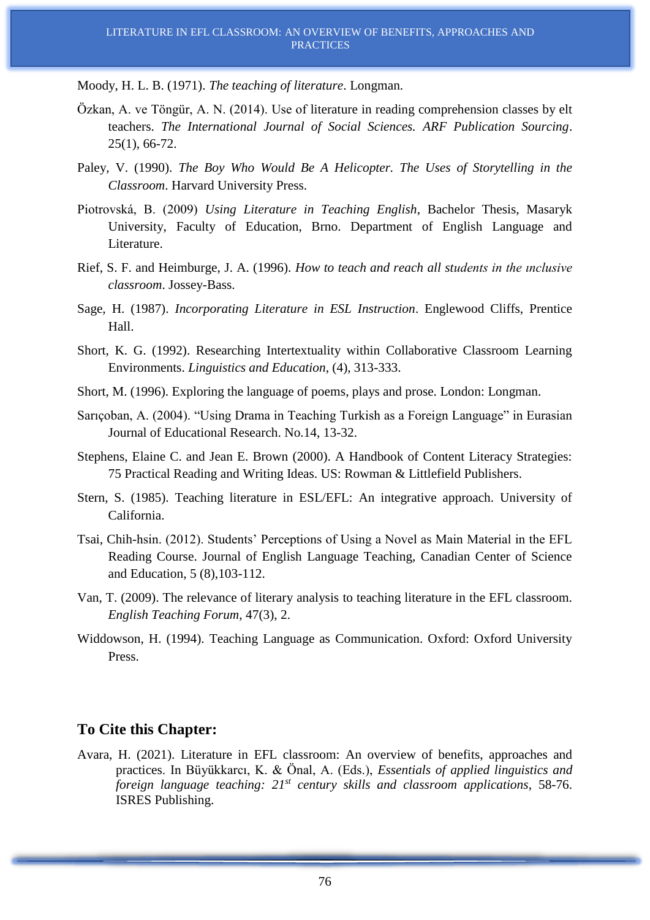Moody, H. L. B. (1971). *The teaching of literature*. Longman.

Özkan, A. ve Töngür, A. N. (2014). Use of literature in reading comprehension classes by elt teachers. *The International Journal of Social Sciences. ARF Publication Sourcing*. 25(1), 66-72.

Paley, V. (1990). *The Boy Who Would Be A Helicopter. The Uses of Storytelling in the Classroom*. Harvard University Press.

Piotrovská, B. (2009) *Using Literature in Teaching English*, Bachelor Thesis, Masaryk University, Faculty of Education, Brno. Department of English Language and Literature.

Rief, S. F. and Heimburge, J. A. (1996). *How to teach and reach all students in the ınclusive classroom*. Jossey-Bass.

Sage, H. (1987). *Incorporating Literature in ESL Instruction*. Englewood Cliffs, Prentice Hall.

Short, K. G. (1992). Researching Intertextuality within Collaborative Classroom Learning Environments. *Linguistics and Education*, (4), 313-333.

Short, M. (1996). Exploring the language of poems, plays and prose. London: Longman.

Sarıçoban, A. (2004). "Using Drama in Teaching Turkish as a Foreign Language" in Eurasian Journal of Educational Research. No.14, 13-32.

Stephens, Elaine C. and Jean E. Brown (2000). A Handbook of Content Literacy Strategies: 75 Practical Reading and Writing Ideas. US: Rowman & Littlefield Publishers.

Stern, S. (1985). Teaching literature in ESL/EFL: An integrative approach. University of California.

Tsai, Chih-hsin. (2012). Students' Perceptions of Using a Novel as Main Material in the EFL Reading Course. Journal of English Language Teaching, Canadian Center of Science and Education, 5 (8),103-112.

Van, T. (2009). The relevance of literary analysis to teaching literature in the EFL classroom. *English Teaching Forum*, 47(3), 2.

Widdowson, H. (1994). Teaching Language as Communication. Oxford: Oxford University Press.

## To Cite this Chapter:

Avara, H. (2021). Literature in EFL classroom: An overview of benefits, approaches and practices. In Büyükkarcı, K. & Önal, A. (Eds.), *Essentials of applied linguistics and foreign language teaching: 21st century skills and classroom applications*, 58-76. ISRES Publishing.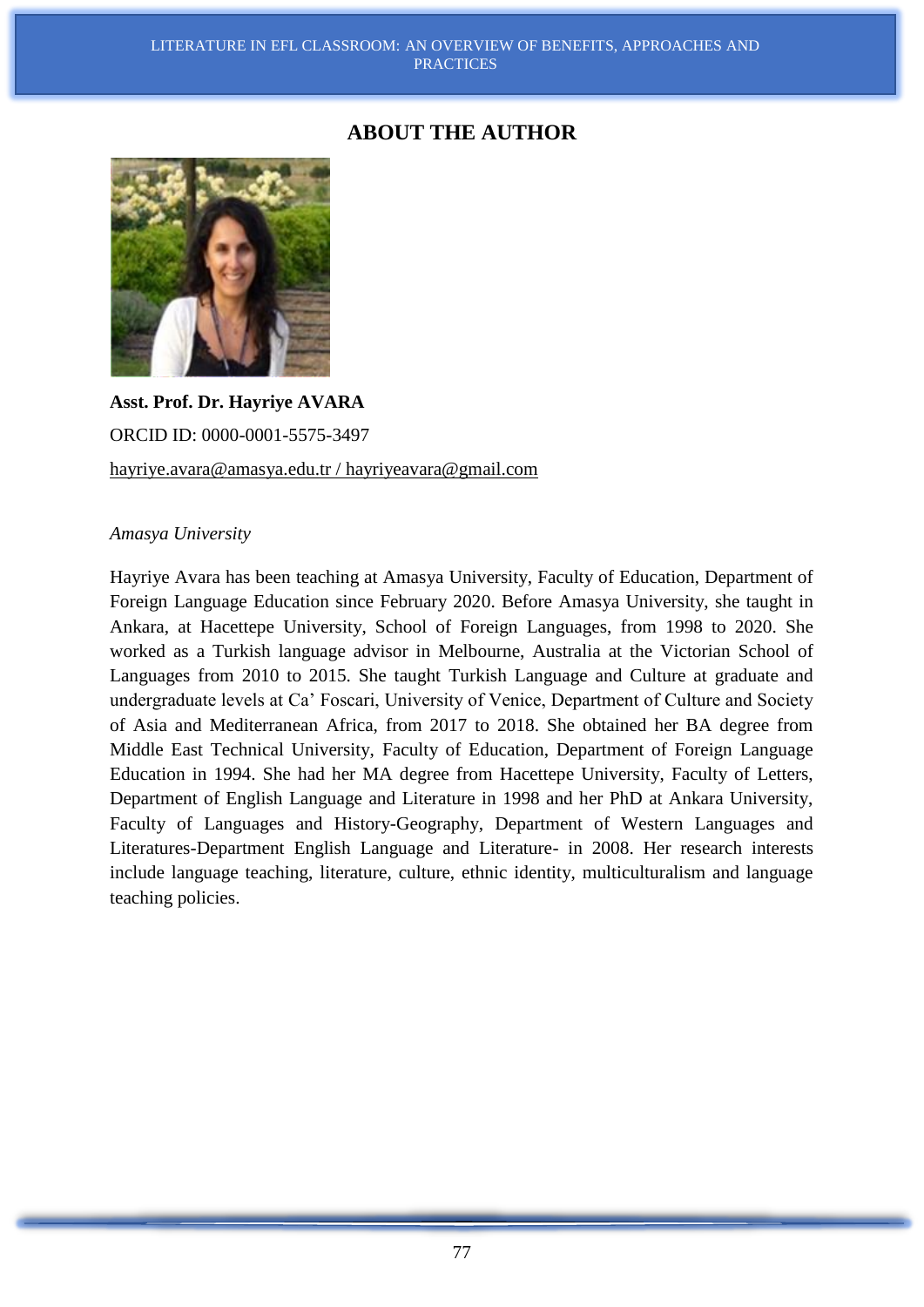## ABOUT THE AUTHOR

**Asst. Prof. Dr. Hayriye AVARA**

ORCID ID: 0000-0001-5575-3497

hayriye.avara@amasya.edu.tr / hayriyeavara@gmail.com

*Amasya University*

Hayriye Avara has been teaching at Amasya University, Faculty of Education, Department of Foreign Language Education since February 2020. Before Amasya University, she taught in Ankara, at Hacettepe University, School of Foreign Languages, from 1998 to 2020. She worked as a Turkish language advisor in Melbourne, Australia at the Victorian School of Languages from 2010 to 2015. She taught Turkish Language and Culture at graduate and undergraduate levels at Ca' Foscari, University of Venice, Department of Culture and Society of Asia and Mediterranean Africa, from 2017 to 2018. She obtained her BA degree from Middle East Technical University, Faculty of Education, Department of Foreign Language Education in 1994. She had her MA degree from Hacettepe University, Faculty of Letters, Department of English Language and Literature in 1998 and her PhD at Ankara University, Faculty of Languages and History-Geography, Department of Western Languages and Literatures-Department English Language and Literature- in 2008. Her research interests include language teaching, literature, culture, ethnic identity, multiculturalism and language teaching policies.